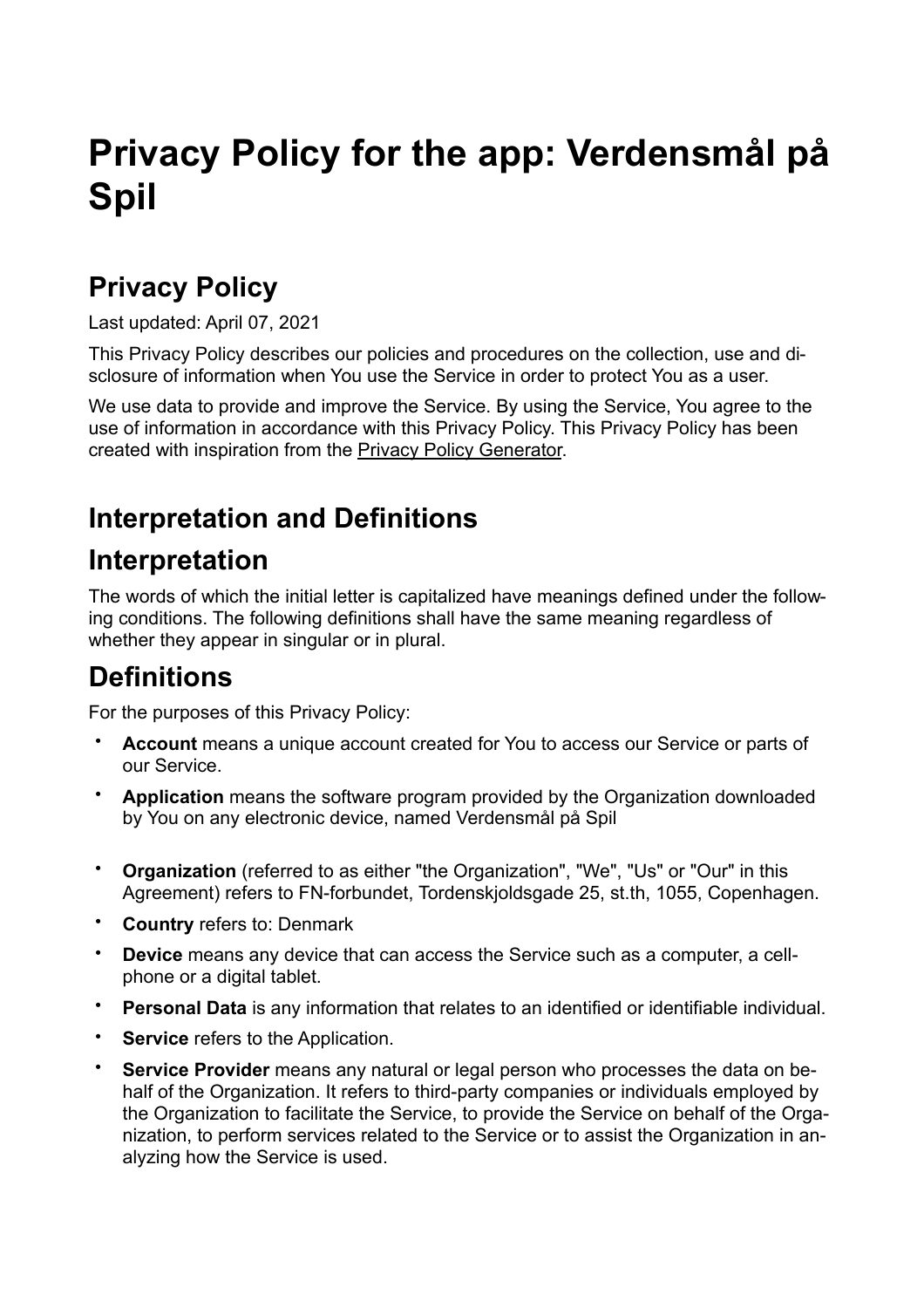# Privacy Policy for the app: Verdensmål på Spil

## Privacy Policy

Last updated: April 07, 2021

This Privacy Policy describes our policies and procedures on the collection, use and disclosure of information when You use the Service in order to protect You as a user.

We use data to provide and improve the Service. By using the Service, You agree to the use of information in accordance with this Privacy Policy. This Privacy Policy has been created with inspiration from the Privacy Policy Generator.

## Interpretation and Definitions

## Interpretation

The words of which the initial letter is capitalized have meanings defined under the following conditions. The following definitions shall have the same meaning regardless of whether they appear in singular or in plural.

## Definitions

For the purposes of this Privacy Policy:

- **Account** means a unique account created for You to access our Service or parts of our Service.
- **Application** means the software program provided by the Organization downloaded by You on any electronic device, named Verdensmål på Spil
- **Organization** (referred to as either "the Organization", "We", "Us" or "Our" in this Agreement) refers to FN-forbundet, Tordenskjoldsgade 25, st.th, 1055, Copenhagen.
- **Country** refers to: Denmark
- **Device** means any device that can access the Service such as a computer, a cellphone or a digital tablet.
- **Personal Data** is any information that relates to an identified or identifiable individual.
- **Service** refers to the Application.
- **Service Provider** means any natural or legal person who processes the data on behalf of the Organization. It refers to third-party companies or individuals employed by the Organization to facilitate the Service, to provide the Service on behalf of the Organization, to perform services related to the Service or to assist the Organization in analyzing how the Service is used.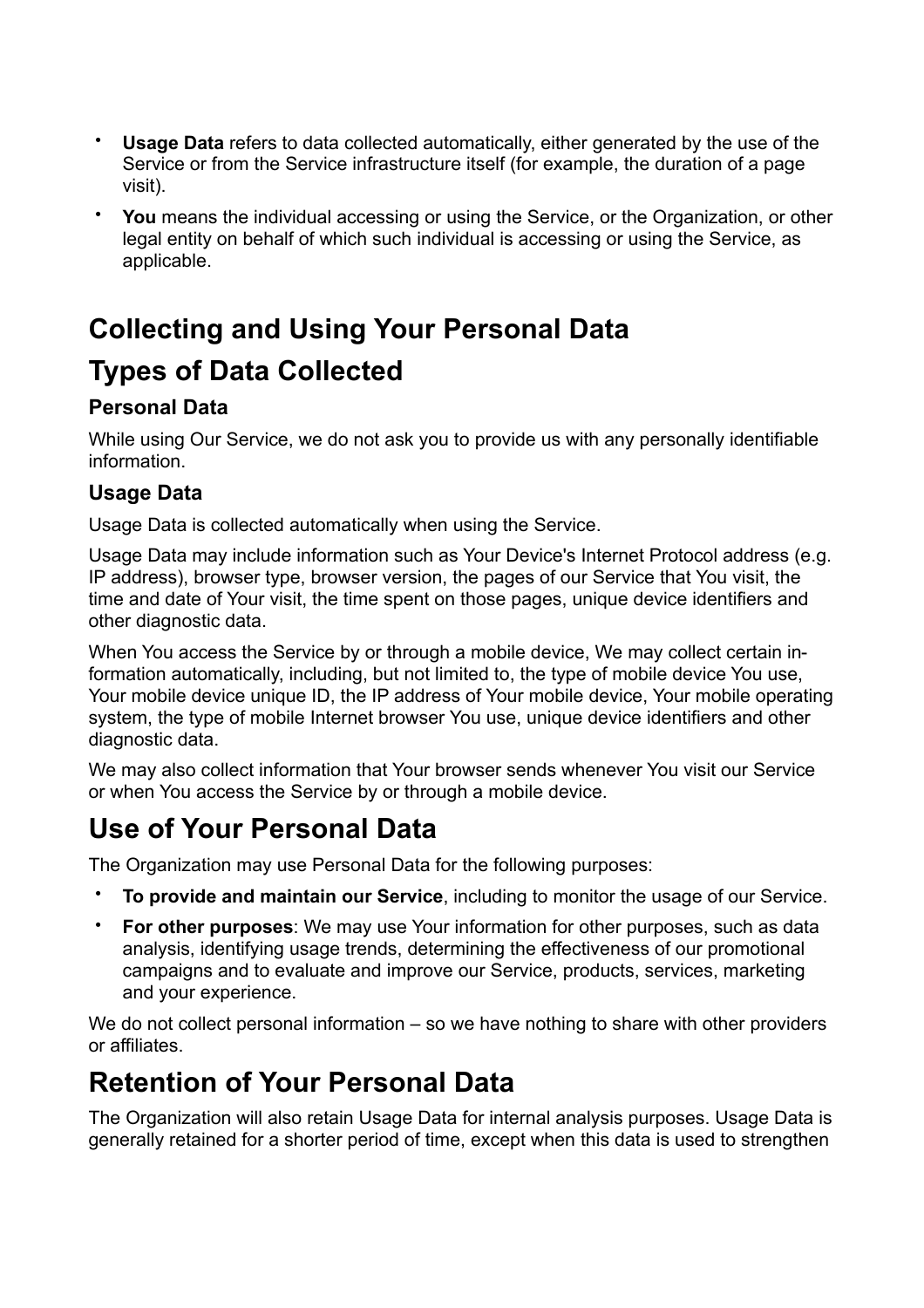- **Usage Data** refers to data collected automatically, either generated by the use of the Service or from the Service infrastructure itself (for example, the duration of a page visit).
- **You** means the individual accessing or using the Service, or the Organization, or other legal entity on behalf of which such individual is accessing or using the Service, as applicable.

# Collecting and Using Your Personal Data

## Types of Data Collected

### Personal Data

While using Our Service, we do not ask you to provide us with any personally identifiable information.

### Usage Data

Usage Data is collected automatically when using the Service.

Usage Data may include information such as Your Device's Internet Protocol address (e.g. IP address), browser type, browser version, the pages of our Service that You visit, the time and date of Your visit, the time spent on those pages, unique device identifiers and other diagnostic data.

When You access the Service by or through a mobile device, We may collect certain information automatically, including, but not limited to, the type of mobile device You use, Your mobile device unique ID, the IP address of Your mobile device, Your mobile operating system, the type of mobile Internet browser You use, unique device identifiers and other diagnostic data.

We may also collect information that Your browser sends whenever You visit our Service or when You access the Service by or through a mobile device.

## Use of Your Personal Data

The Organization may use Personal Data for the following purposes:

- **To provide and maintain our Service**, including to monitor the usage of our Service.
- **For other purposes**: We may use Your information for other purposes, such as data analysis, identifying usage trends, determining the effectiveness of our promotional campaigns and to evaluate and improve our Service, products, services, marketing and your experience.

We do not collect personal information – so we have nothing to share with other providers or affiliates.

## Retention of Your Personal Data

The Organization will also retain Usage Data for internal analysis purposes. Usage Data is generally retained for a shorter period of time, except when this data is used to strengthen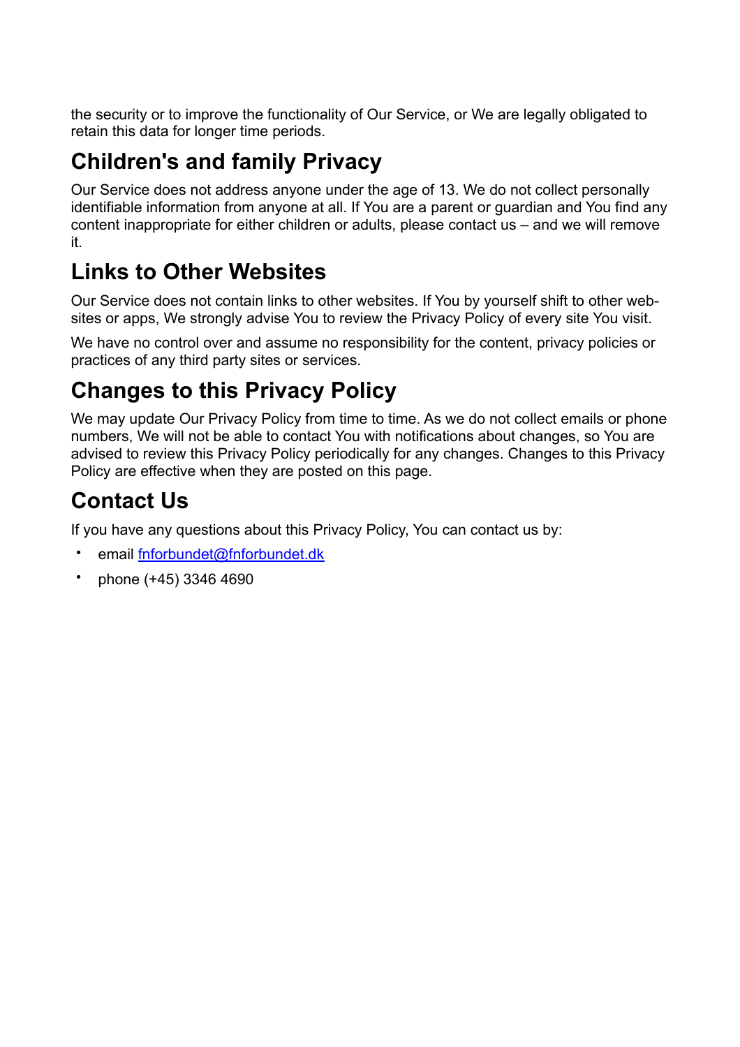the security or to improve the functionality of Our Service, or We are legally obligated to retain this data for longer time periods.

## Children's and family Privacy

Our Service does not address anyone under the age of 13. We do not collect personally identifiable information from anyone at all. If You are a parent or guardian and You find any content inappropriate for either children or adults, please contact us – and we will remove it.

## Links to Other Websites

Our Service does not contain links to other websites. If You by yourself shift to other web-sites or apps, We strongly advise You to review the Privacy Policy of every site You visit.

We have no control over and assume no responsibility for the content, privacy policies or practices of any third party sites or services.

## Changes to this Privacy Policy

We may update Our Privacy Policy from time to time. As we do not collect emails or phone numbers, We will not be able to contact You with notifications about changes, so You are advised to review this Privacy Policy periodically for any changes. Changes to this Privacy Policy are effective when they are posted on this page.

## Contact Us

If you have any questions about this Privacy Policy, You can contact us by:

- email fnforbundet@fnforbundet.dk
- phone (+45) 3346 4690